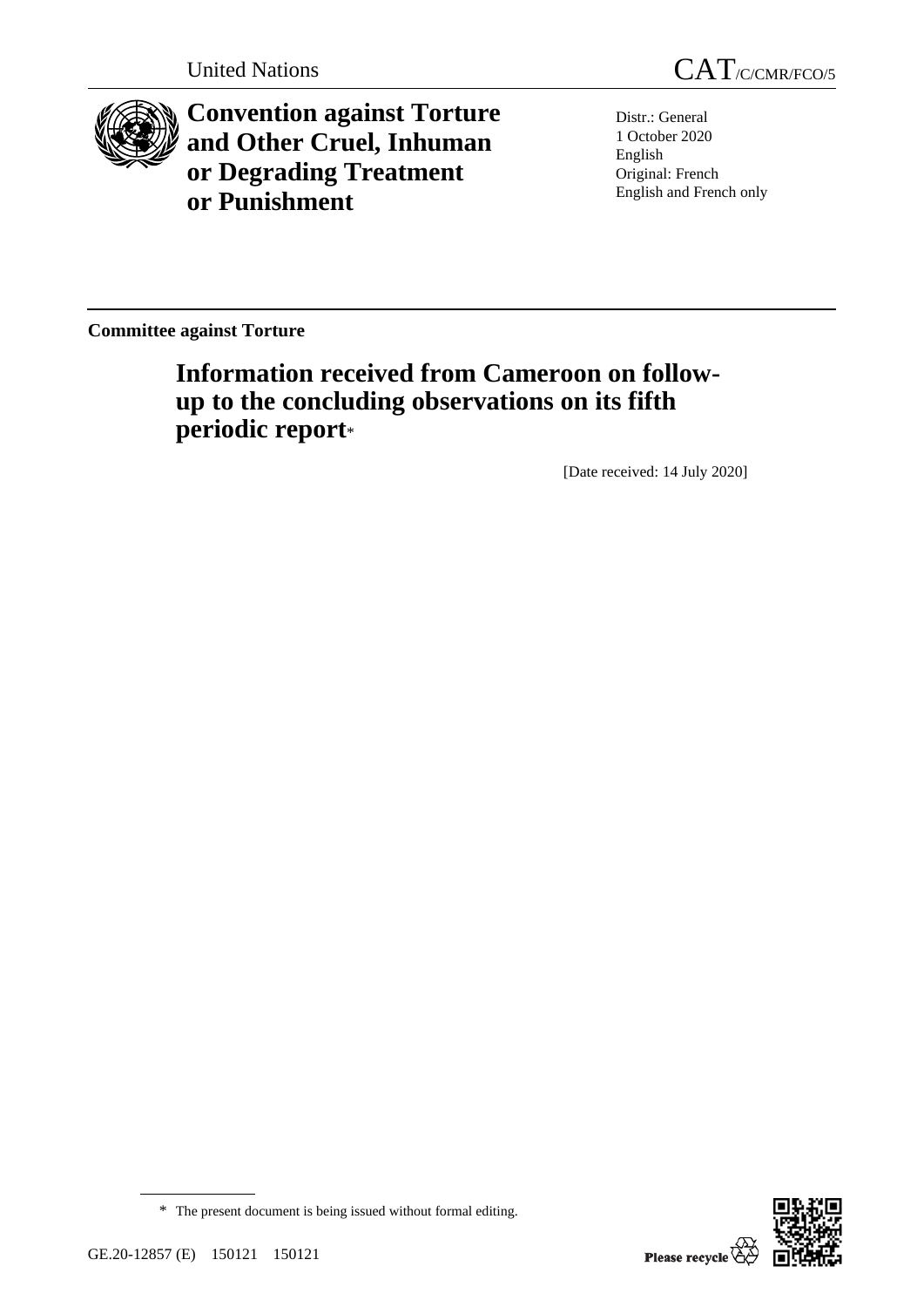United Nations

CAT/C/CMR/FCO/5

# Convention against Torture and Other Cruel, Inhuman or Degrading Treatment or Punishment

Distr.: General
1 October 2020
English
Original: French
English and French only

**Committee against Torture**

## Information received from Cameroon on follow-up to the concluding observations on its fifth periodic report*

[Date received: 14 July 2020]

\* The present document is being issued without formal editing.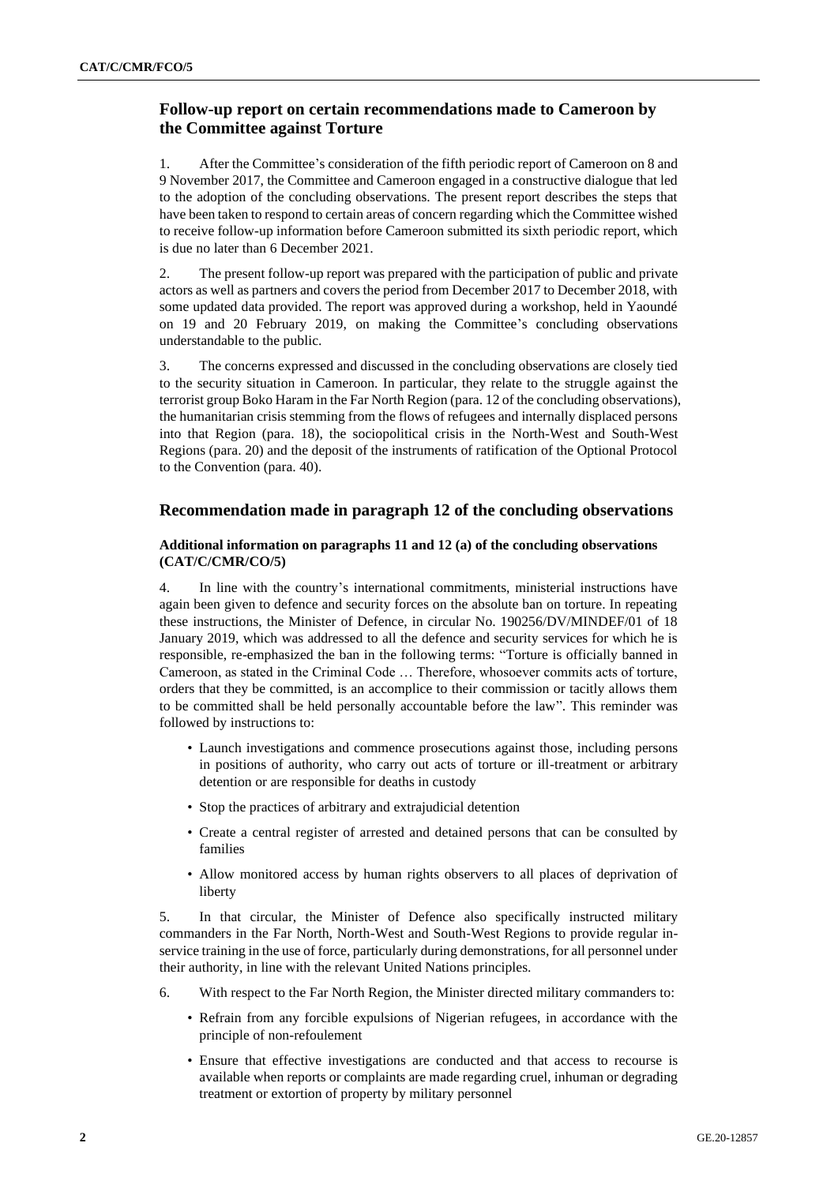## Follow-up report on certain recommendations made to Cameroon by the Committee against Torture

1. After the Committee's consideration of the fifth periodic report of Cameroon on 8 and 9 November 2017, the Committee and Cameroon engaged in a constructive dialogue that led to the adoption of the concluding observations. The present report describes the steps that have been taken to respond to certain areas of concern regarding which the Committee wished to receive follow-up information before Cameroon submitted its sixth periodic report, which is due no later than 6 December 2021.

2. The present follow-up report was prepared with the participation of public and private actors as well as partners and covers the period from December 2017 to December 2018, with some updated data provided. The report was approved during a workshop, held in Yaoundé on 19 and 20 February 2019, on making the Committee's concluding observations understandable to the public.

3. The concerns expressed and discussed in the concluding observations are closely tied to the security situation in Cameroon. In particular, they relate to the struggle against the terrorist group Boko Haram in the Far North Region (para. 12 of the concluding observations), the humanitarian crisis stemming from the flows of refugees and internally displaced persons into that Region (para. 18), the sociopolitical crisis in the North-West and South-West Regions (para. 20) and the deposit of the instruments of ratification of the Optional Protocol to the Convention (para. 40).

## Recommendation made in paragraph 12 of the concluding observations

### Additional information on paragraphs 11 and 12 (a) of the concluding observations (CAT/C/CMR/CO/5)

4. In line with the country's international commitments, ministerial instructions have again been given to defence and security forces on the absolute ban on torture. In repeating these instructions, the Minister of Defence, in circular No. 190256/DV/MINDEF/01 of 18 January 2019, which was addressed to all the defence and security services for which he is responsible, re-emphasized the ban in the following terms: "Torture is officially banned in Cameroon, as stated in the Criminal Code … Therefore, whosoever commits acts of torture, orders that they be committed, is an accomplice to their commission or tacitly allows them to be committed shall be held personally accountable before the law". This reminder was followed by instructions to:

- Launch investigations and commence prosecutions against those, including persons in positions of authority, who carry out acts of torture or ill-treatment or arbitrary detention or are responsible for deaths in custody
- Stop the practices of arbitrary and extrajudicial detention
- Create a central register of arrested and detained persons that can be consulted by families
- Allow monitored access by human rights observers to all places of deprivation of liberty

5. In that circular, the Minister of Defence also specifically instructed military commanders in the Far North, North-West and South-West Regions to provide regular in-service training in the use of force, particularly during demonstrations, for all personnel under their authority, in line with the relevant United Nations principles.

6. With respect to the Far North Region, the Minister directed military commanders to:

- Refrain from any forcible expulsions of Nigerian refugees, in accordance with the principle of non-refoulement
- Ensure that effective investigations are conducted and that access to recourse is available when reports or complaints are made regarding cruel, inhuman or degrading treatment or extortion of property by military personnel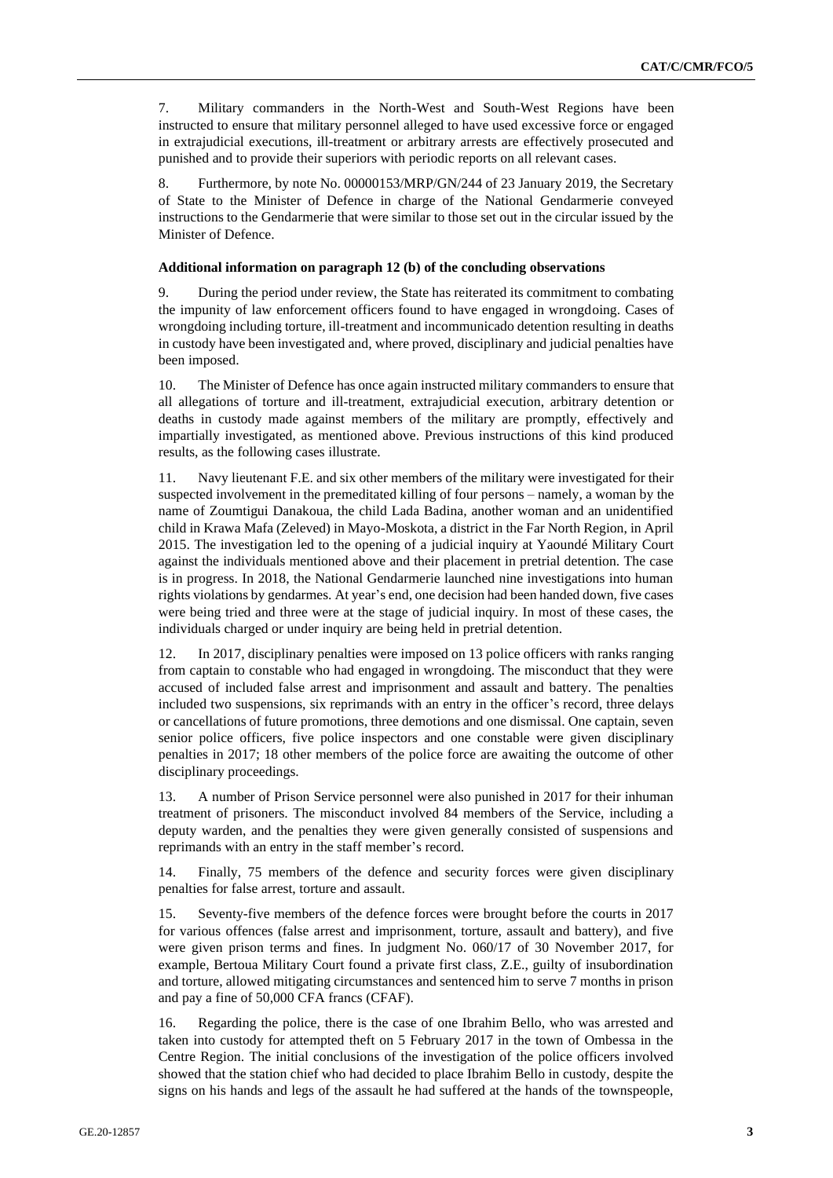7. Military commanders in the North-West and South-West Regions have been instructed to ensure that military personnel alleged to have used excessive force or engaged in extrajudicial executions, ill-treatment or arbitrary arrests are effectively prosecuted and punished and to provide their superiors with periodic reports on all relevant cases.

8. Furthermore, by note No. 00000153/MRP/GN/244 of 23 January 2019, the Secretary of State to the Minister of Defence in charge of the National Gendarmerie conveyed instructions to the Gendarmerie that were similar to those set out in the circular issued by the Minister of Defence.

### Additional information on paragraph 12 (b) of the concluding observations

9. During the period under review, the State has reiterated its commitment to combating the impunity of law enforcement officers found to have engaged in wrongdoing. Cases of wrongdoing including torture, ill-treatment and incommunicado detention resulting in deaths in custody have been investigated and, where proved, disciplinary and judicial penalties have been imposed.

10. The Minister of Defence has once again instructed military commanders to ensure that all allegations of torture and ill-treatment, extrajudicial execution, arbitrary detention or deaths in custody made against members of the military are promptly, effectively and impartially investigated, as mentioned above. Previous instructions of this kind produced results, as the following cases illustrate.

11. Navy lieutenant F.E. and six other members of the military were investigated for their suspected involvement in the premeditated killing of four persons – namely, a woman by the name of Zoumtigui Danakoua, the child Lada Badina, another woman and an unidentified child in Krawa Mafa (Zeleved) in Mayo-Moskota, a district in the Far North Region, in April 2015. The investigation led to the opening of a judicial inquiry at Yaoundé Military Court against the individuals mentioned above and their placement in pretrial detention. The case is in progress. In 2018, the National Gendarmerie launched nine investigations into human rights violations by gendarmes. At year's end, one decision had been handed down, five cases were being tried and three were at the stage of judicial inquiry. In most of these cases, the individuals charged or under inquiry are being held in pretrial detention.

12. In 2017, disciplinary penalties were imposed on 13 police officers with ranks ranging from captain to constable who had engaged in wrongdoing. The misconduct that they were accused of included false arrest and imprisonment and assault and battery. The penalties included two suspensions, six reprimands with an entry in the officer's record, three delays or cancellations of future promotions, three demotions and one dismissal. One captain, seven senior police officers, five police inspectors and one constable were given disciplinary penalties in 2017; 18 other members of the police force are awaiting the outcome of other disciplinary proceedings.

13. A number of Prison Service personnel were also punished in 2017 for their inhuman treatment of prisoners. The misconduct involved 84 members of the Service, including a deputy warden, and the penalties they were given generally consisted of suspensions and reprimands with an entry in the staff member's record.

14. Finally, 75 members of the defence and security forces were given disciplinary penalties for false arrest, torture and assault.

15. Seventy-five members of the defence forces were brought before the courts in 2017 for various offences (false arrest and imprisonment, torture, assault and battery), and five were given prison terms and fines. In judgment No. 060/17 of 30 November 2017, for example, Bertoua Military Court found a private first class, Z.E., guilty of insubordination and torture, allowed mitigating circumstances and sentenced him to serve 7 months in prison and pay a fine of 50,000 CFA francs (CFAF).

16. Regarding the police, there is the case of one Ibrahim Bello, who was arrested and taken into custody for attempted theft on 5 February 2017 in the town of Ombessa in the Centre Region. The initial conclusions of the investigation of the police officers involved showed that the station chief who had decided to place Ibrahim Bello in custody, despite the signs on his hands and legs of the assault he had suffered at the hands of the townspeople,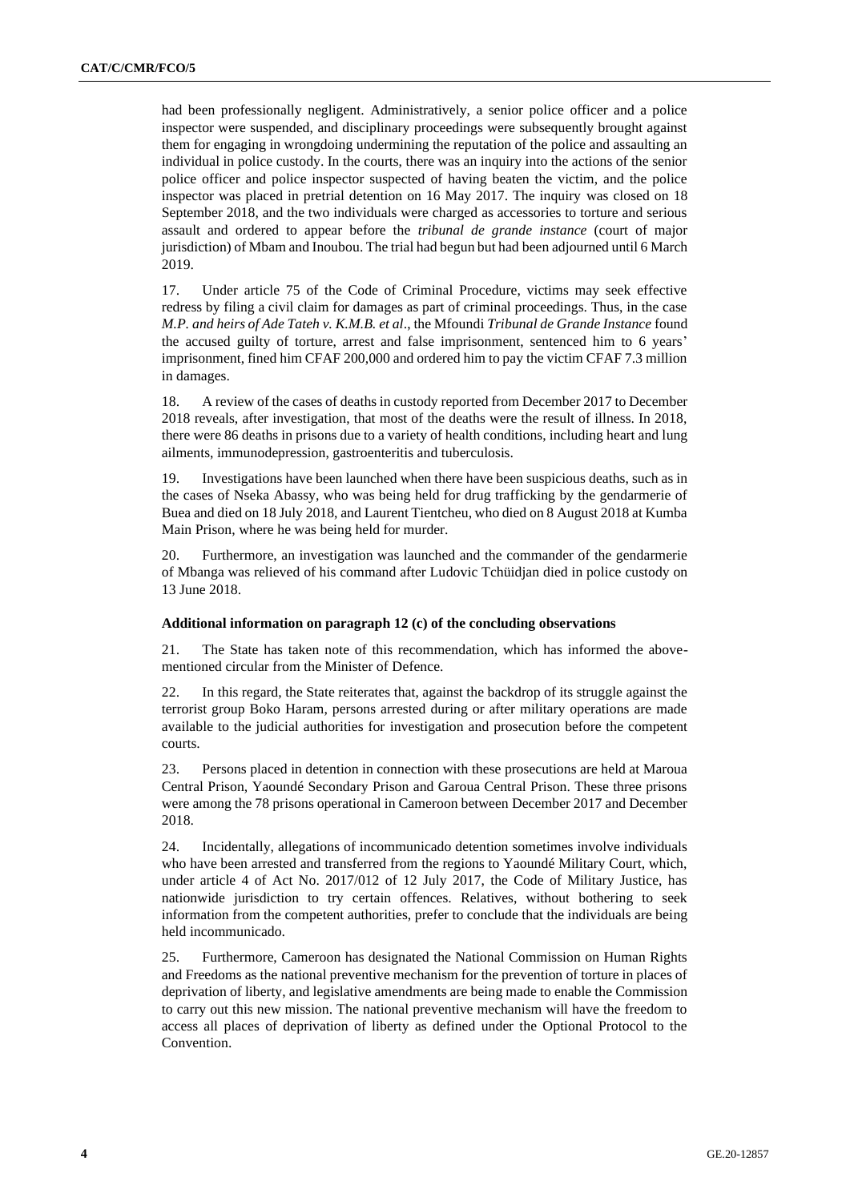had been professionally negligent. Administratively, a senior police officer and a police inspector were suspended, and disciplinary proceedings were subsequently brought against them for engaging in wrongdoing undermining the reputation of the police and assaulting an individual in police custody. In the courts, there was an inquiry into the actions of the senior police officer and police inspector suspected of having beaten the victim, and the police inspector was placed in pretrial detention on 16 May 2017. The inquiry was closed on 18 September 2018, and the two individuals were charged as accessories to torture and serious assault and ordered to appear before the *tribunal de grande instance* (court of major jurisdiction) of Mbam and Inoubou. The trial had begun but had been adjourned until 6 March 2019.

17. Under article 75 of the Code of Criminal Procedure, victims may seek effective redress by filing a civil claim for damages as part of criminal proceedings. Thus, in the case *M.P. and heirs of Ade Tateh v. K.M.B. et al*., the Mfoundi *Tribunal de Grande Instance* found the accused guilty of torture, arrest and false imprisonment, sentenced him to 6 years' imprisonment, fined him CFAF 200,000 and ordered him to pay the victim CFAF 7.3 million in damages.

18. A review of the cases of deaths in custody reported from December 2017 to December 2018 reveals, after investigation, that most of the deaths were the result of illness. In 2018, there were 86 deaths in prisons due to a variety of health conditions, including heart and lung ailments, immunodepression, gastroenteritis and tuberculosis.

19. Investigations have been launched when there have been suspicious deaths, such as in the cases of Nseka Abassy, who was being held for drug trafficking by the gendarmerie of Buea and died on 18 July 2018, and Laurent Tientcheu, who died on 8 August 2018 at Kumba Main Prison, where he was being held for murder.

20. Furthermore, an investigation was launched and the commander of the gendarmerie of Mbanga was relieved of his command after Ludovic Tchüidjan died in police custody on 13 June 2018.

### Additional information on paragraph 12 (c) of the concluding observations

21. The State has taken note of this recommendation, which has informed the above-mentioned circular from the Minister of Defence.

22. In this regard, the State reiterates that, against the backdrop of its struggle against the terrorist group Boko Haram, persons arrested during or after military operations are made available to the judicial authorities for investigation and prosecution before the competent courts.

23. Persons placed in detention in connection with these prosecutions are held at Maroua Central Prison, Yaoundé Secondary Prison and Garoua Central Prison. These three prisons were among the 78 prisons operational in Cameroon between December 2017 and December 2018.

24. Incidentally, allegations of incommunicado detention sometimes involve individuals who have been arrested and transferred from the regions to Yaoundé Military Court, which, under article 4 of Act No. 2017/012 of 12 July 2017, the Code of Military Justice, has nationwide jurisdiction to try certain offences. Relatives, without bothering to seek information from the competent authorities, prefer to conclude that the individuals are being held incommunicado.

25. Furthermore, Cameroon has designated the National Commission on Human Rights and Freedoms as the national preventive mechanism for the prevention of torture in places of deprivation of liberty, and legislative amendments are being made to enable the Commission to carry out this new mission. The national preventive mechanism will have the freedom to access all places of deprivation of liberty as defined under the Optional Protocol to the Convention.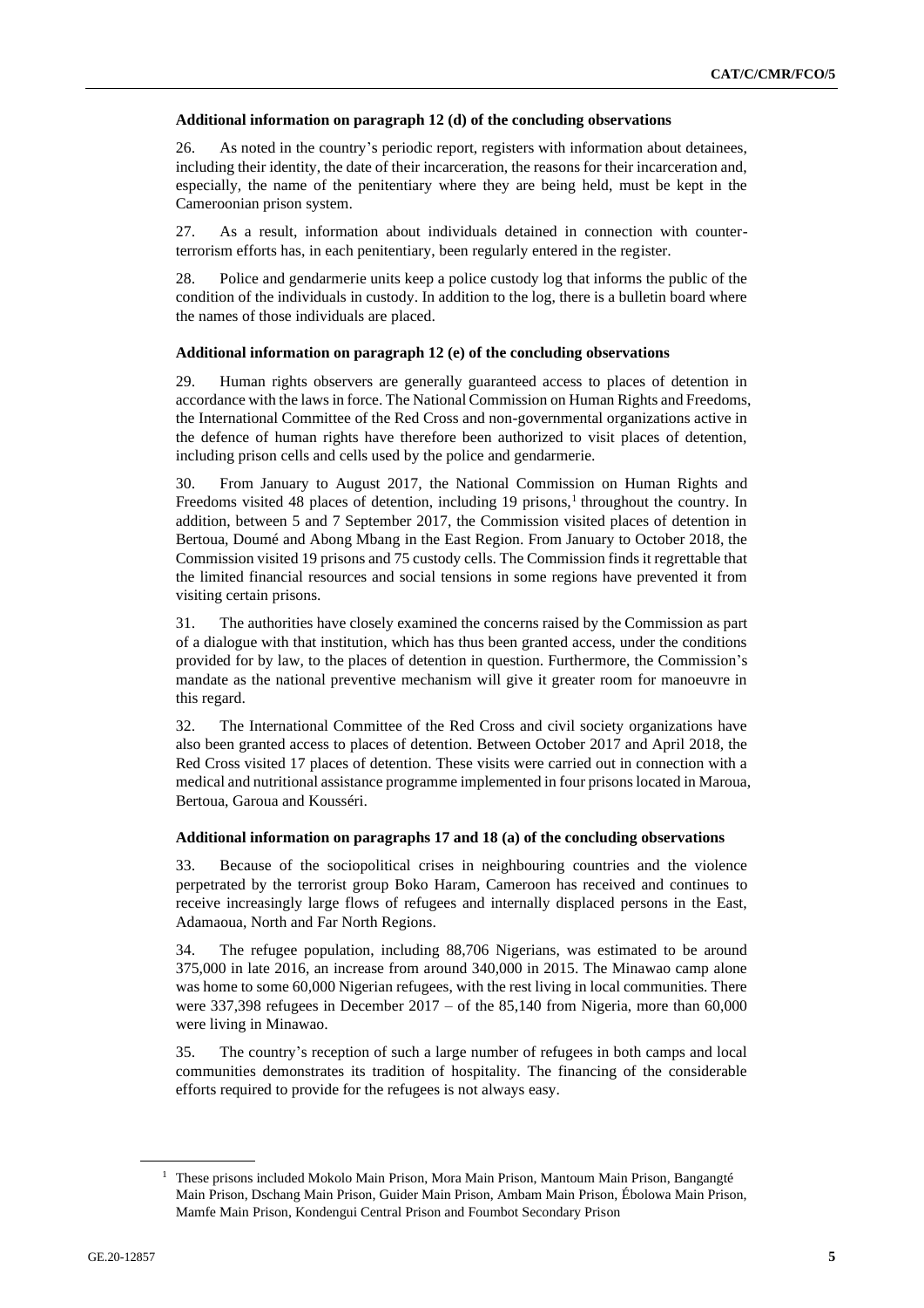**Additional information on paragraph 12 (d) of the concluding observations**

26. As noted in the country's periodic report, registers with information about detainees, including their identity, the date of their incarceration, the reasons for their incarceration and, especially, the name of the penitentiary where they are being held, must be kept in the Cameroonian prison system.

27. As a result, information about individuals detained in connection with counter-terrorism efforts has, in each penitentiary, been regularly entered in the register.

28. Police and gendarmerie units keep a police custody log that informs the public of the condition of the individuals in custody. In addition to the log, there is a bulletin board where the names of those individuals are placed.

**Additional information on paragraph 12 (e) of the concluding observations**

29. Human rights observers are generally guaranteed access to places of detention in accordance with the laws in force. The National Commission on Human Rights and Freedoms, the International Committee of the Red Cross and non-governmental organizations active in the defence of human rights have therefore been authorized to visit places of detention, including prison cells and cells used by the police and gendarmerie.

30. From January to August 2017, the National Commission on Human Rights and Freedoms visited 48 places of detention, including 19 prisons,[1] throughout the country. In addition, between 5 and 7 September 2017, the Commission visited places of detention in Bertoua, Doumé and Abong Mbang in the East Region. From January to October 2018, the Commission visited 19 prisons and 75 custody cells. The Commission finds it regrettable that the limited financial resources and social tensions in some regions have prevented it from visiting certain prisons.

31. The authorities have closely examined the concerns raised by the Commission as part of a dialogue with that institution, which has thus been granted access, under the conditions provided for by law, to the places of detention in question. Furthermore, the Commission's mandate as the national preventive mechanism will give it greater room for manoeuvre in this regard.

32. The International Committee of the Red Cross and civil society organizations have also been granted access to places of detention. Between October 2017 and April 2018, the Red Cross visited 17 places of detention. These visits were carried out in connection with a medical and nutritional assistance programme implemented in four prisons located in Maroua, Bertoua, Garoua and Kousséri.

**Additional information on paragraphs 17 and 18 (a) of the concluding observations**

33. Because of the sociopolitical crises in neighbouring countries and the violence perpetrated by the terrorist group Boko Haram, Cameroon has received and continues to receive increasingly large flows of refugees and internally displaced persons in the East, Adamaoua, North and Far North Regions.

34. The refugee population, including 88,706 Nigerians, was estimated to be around 375,000 in late 2016, an increase from around 340,000 in 2015. The Minawao camp alone was home to some 60,000 Nigerian refugees, with the rest living in local communities. There were 337,398 refugees in December 2017 – of the 85,140 from Nigeria, more than 60,000 were living in Minawao.

35. The country's reception of such a large number of refugees in both camps and local communities demonstrates its tradition of hospitality. The financing of the considerable efforts required to provide for the refugees is not always easy.

[1] These prisons included Mokolo Main Prison, Mora Main Prison, Mantoum Main Prison, Bangangté Main Prison, Dschang Main Prison, Guider Main Prison, Ambam Main Prison, Ébolowa Main Prison, Mamfe Main Prison, Kondengui Central Prison and Foumbot Secondary Prison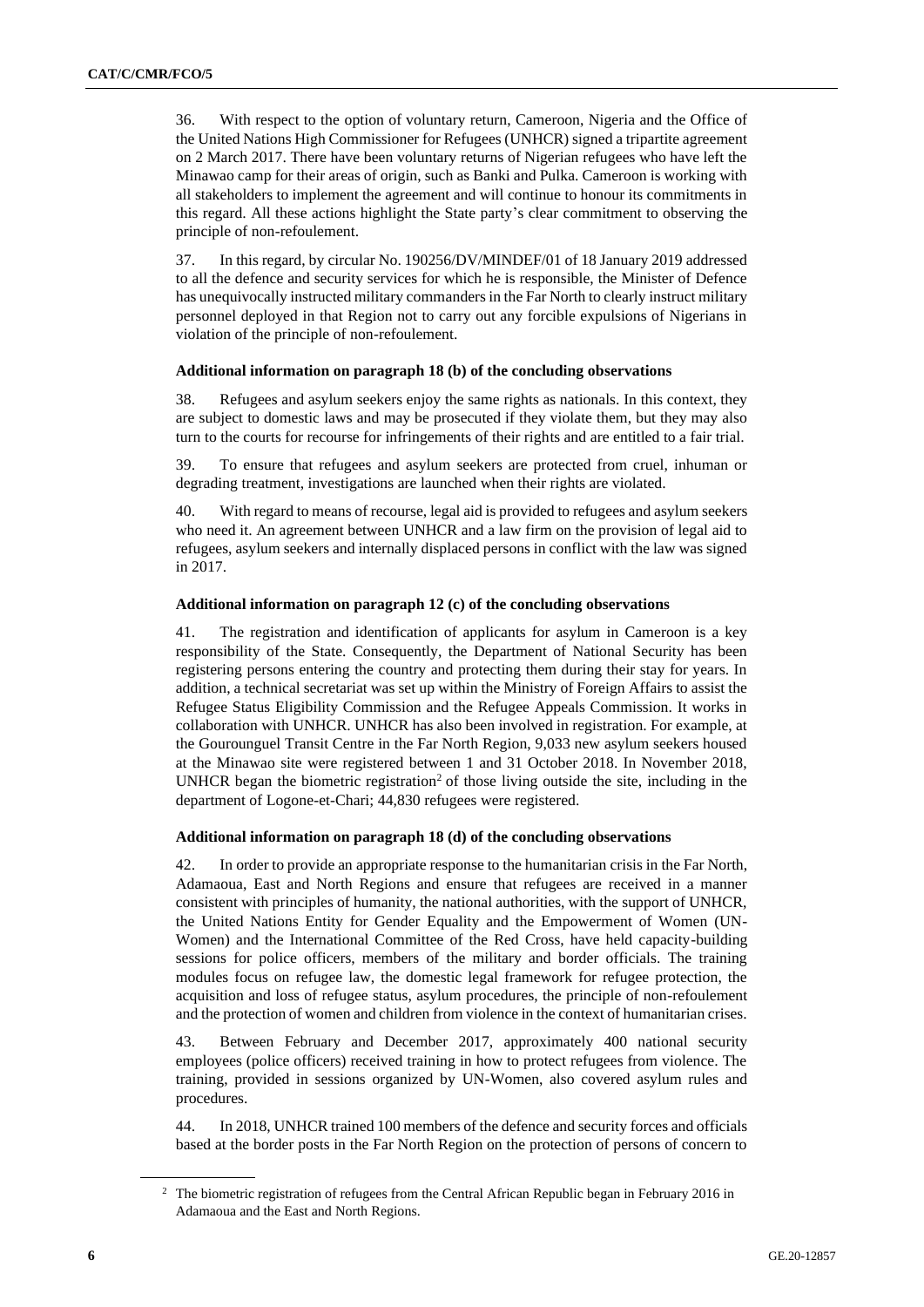36. With respect to the option of voluntary return, Cameroon, Nigeria and the Office of the United Nations High Commissioner for Refugees (UNHCR) signed a tripartite agreement on 2 March 2017. There have been voluntary returns of Nigerian refugees who have left the Minawao camp for their areas of origin, such as Banki and Pulka. Cameroon is working with all stakeholders to implement the agreement and will continue to honour its commitments in this regard. All these actions highlight the State party's clear commitment to observing the principle of non-refoulement.

37. In this regard, by circular No. 190256/DV/MINDEF/01 of 18 January 2019 addressed to all the defence and security services for which he is responsible, the Minister of Defence has unequivocally instructed military commanders in the Far North to clearly instruct military personnel deployed in that Region not to carry out any forcible expulsions of Nigerians in violation of the principle of non-refoulement.

#### Additional information on paragraph 18 (b) of the concluding observations

38. Refugees and asylum seekers enjoy the same rights as nationals. In this context, they are subject to domestic laws and may be prosecuted if they violate them, but they may also turn to the courts for recourse for infringements of their rights and are entitled to a fair trial.

39. To ensure that refugees and asylum seekers are protected from cruel, inhuman or degrading treatment, investigations are launched when their rights are violated.

40. With regard to means of recourse, legal aid is provided to refugees and asylum seekers who need it. An agreement between UNHCR and a law firm on the provision of legal aid to refugees, asylum seekers and internally displaced persons in conflict with the law was signed in 2017.

#### Additional information on paragraph 12 (c) of the concluding observations

41. The registration and identification of applicants for asylum in Cameroon is a key responsibility of the State. Consequently, the Department of National Security has been registering persons entering the country and protecting them during their stay for years. In addition, a technical secretariat was set up within the Ministry of Foreign Affairs to assist the Refugee Status Eligibility Commission and the Refugee Appeals Commission. It works in collaboration with UNHCR. UNHCR has also been involved in registration. For example, at the Gourounguel Transit Centre in the Far North Region, 9,033 new asylum seekers housed at the Minawao site were registered between 1 and 31 October 2018. In November 2018, UNHCR began the biometric registration[2] of those living outside the site, including in the department of Logone-et-Chari; 44,830 refugees were registered.

#### Additional information on paragraph 18 (d) of the concluding observations

42. In order to provide an appropriate response to the humanitarian crisis in the Far North, Adamaoua, East and North Regions and ensure that refugees are received in a manner consistent with principles of humanity, the national authorities, with the support of UNHCR, the United Nations Entity for Gender Equality and the Empowerment of Women (UN-Women) and the International Committee of the Red Cross, have held capacity-building sessions for police officers, members of the military and border officials. The training modules focus on refugee law, the domestic legal framework for refugee protection, the acquisition and loss of refugee status, asylum procedures, the principle of non-refoulement and the protection of women and children from violence in the context of humanitarian crises.

43. Between February and December 2017, approximately 400 national security employees (police officers) received training in how to protect refugees from violence. The training, provided in sessions organized by UN-Women, also covered asylum rules and procedures.

44. In 2018, UNHCR trained 100 members of the defence and security forces and officials based at the border posts in the Far North Region on the protection of persons of concern to

[2] The biometric registration of refugees from the Central African Republic began in February 2016 in Adamaoua and the East and North Regions.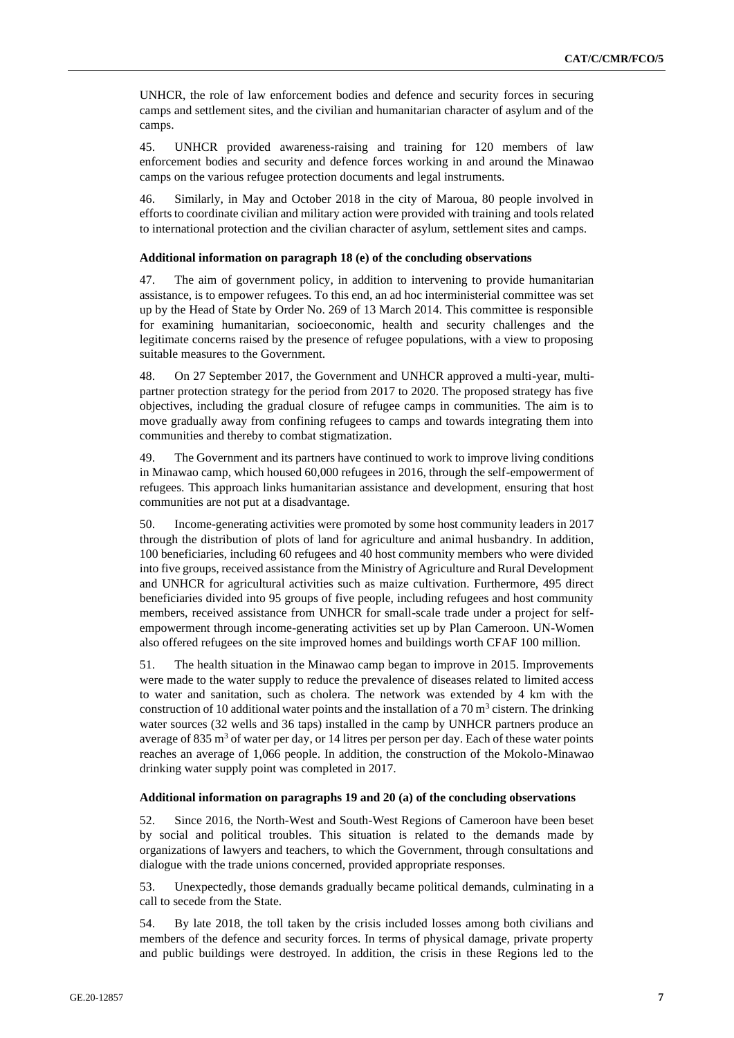UNHCR, the role of law enforcement bodies and defence and security forces in securing camps and settlement sites, and the civilian and humanitarian character of asylum and of the camps.

45. UNHCR provided awareness-raising and training for 120 members of law enforcement bodies and security and defence forces working in and around the Minawao camps on the various refugee protection documents and legal instruments.

46. Similarly, in May and October 2018 in the city of Maroua, 80 people involved in efforts to coordinate civilian and military action were provided with training and tools related to international protection and the civilian character of asylum, settlement sites and camps.

**Additional information on paragraph 18 (e) of the concluding observations**

47. The aim of government policy, in addition to intervening to provide humanitarian assistance, is to empower refugees. To this end, an ad hoc interministerial committee was set up by the Head of State by Order No. 269 of 13 March 2014. This committee is responsible for examining humanitarian, socioeconomic, health and security challenges and the legitimate concerns raised by the presence of refugee populations, with a view to proposing suitable measures to the Government.

48. On 27 September 2017, the Government and UNHCR approved a multi-year, multi-partner protection strategy for the period from 2017 to 2020. The proposed strategy has five objectives, including the gradual closure of refugee camps in communities. The aim is to move gradually away from confining refugees to camps and towards integrating them into communities and thereby to combat stigmatization.

49. The Government and its partners have continued to work to improve living conditions in Minawao camp, which housed 60,000 refugees in 2016, through the self-empowerment of refugees. This approach links humanitarian assistance and development, ensuring that host communities are not put at a disadvantage.

50. Income-generating activities were promoted by some host community leaders in 2017 through the distribution of plots of land for agriculture and animal husbandry. In addition, 100 beneficiaries, including 60 refugees and 40 host community members who were divided into five groups, received assistance from the Ministry of Agriculture and Rural Development and UNHCR for agricultural activities such as maize cultivation. Furthermore, 495 direct beneficiaries divided into 95 groups of five people, including refugees and host community members, received assistance from UNHCR for small-scale trade under a project for self-empowerment through income-generating activities set up by Plan Cameroon. UN-Women also offered refugees on the site improved homes and buildings worth CFAF 100 million.

51. The health situation in the Minawao camp began to improve in 2015. Improvements were made to the water supply to reduce the prevalence of diseases related to limited access to water and sanitation, such as cholera. The network was extended by 4 km with the construction of 10 additional water points and the installation of a 70 $m^3$ cistern. The drinking water sources (32 wells and 36 taps) installed in the camp by UNHCR partners produce an average of 835 $m^3$ of water per day, or 14 litres per person per day. Each of these water points reaches an average of 1,066 people. In addition, the construction of the Mokolo-Minawao drinking water supply point was completed in 2017.

**Additional information on paragraphs 19 and 20 (a) of the concluding observations**

52. Since 2016, the North-West and South-West Regions of Cameroon have been beset by social and political troubles. This situation is related to the demands made by organizations of lawyers and teachers, to which the Government, through consultations and dialogue with the trade unions concerned, provided appropriate responses.

53. Unexpectedly, those demands gradually became political demands, culminating in a call to secede from the State.

54. By late 2018, the toll taken by the crisis included losses among both civilians and members of the defence and security forces. In terms of physical damage, private property and public buildings were destroyed. In addition, the crisis in these Regions led to the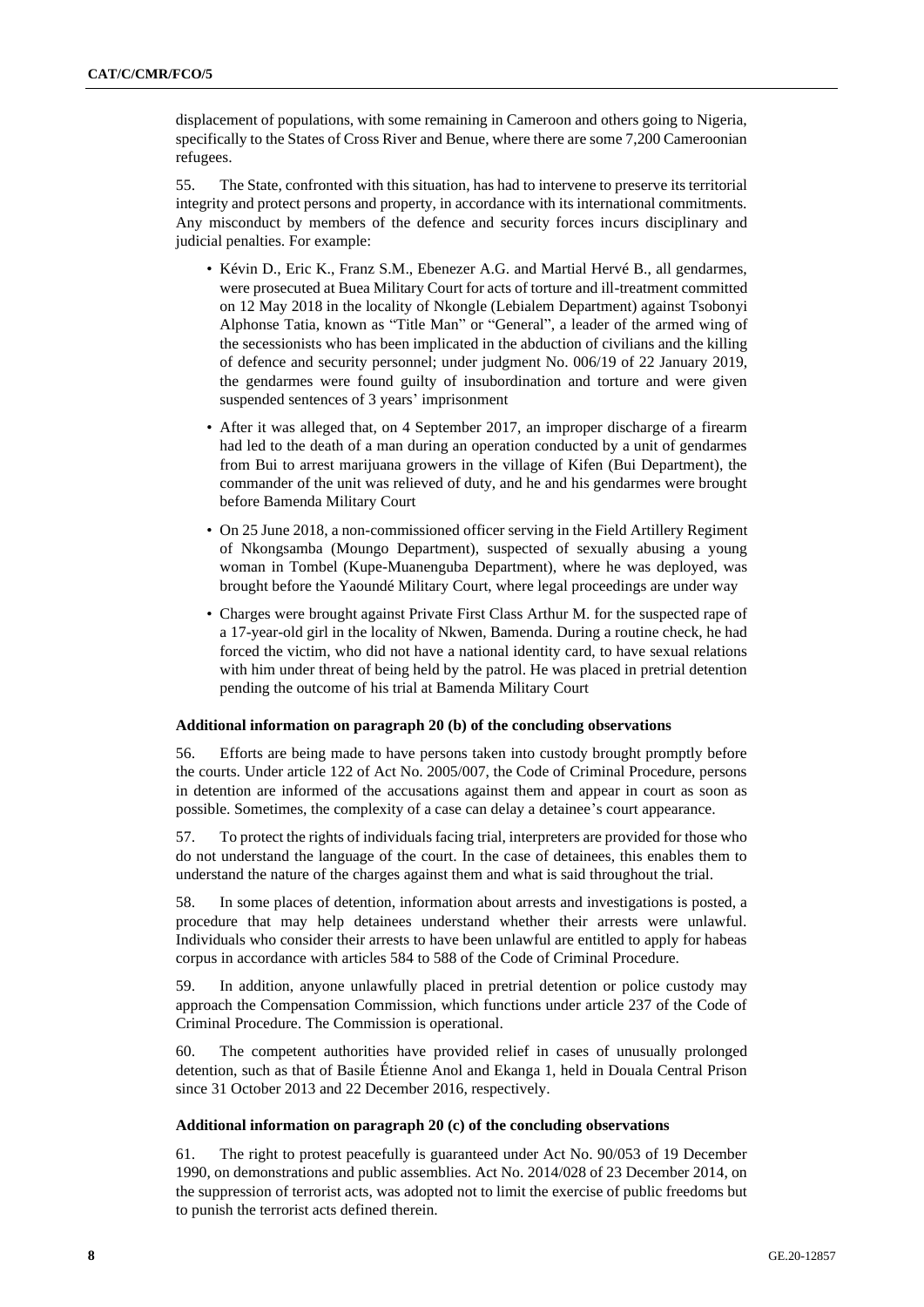displacement of populations, with some remaining in Cameroon and others going to Nigeria, specifically to the States of Cross River and Benue, where there are some 7,200 Cameroonian refugees.

55. The State, confronted with this situation, has had to intervene to preserve its territorial integrity and protect persons and property, in accordance with its international commitments. Any misconduct by members of the defence and security forces incurs disciplinary and judicial penalties. For example:

- Kévin D., Eric K., Franz S.M., Ebenezer A.G. and Martial Hervé B., all gendarmes, were prosecuted at Buea Military Court for acts of torture and ill-treatment committed on 12 May 2018 in the locality of Nkongle (Lebialem Department) against Tsobonyi Alphonse Tatia, known as "Title Man" or "General", a leader of the armed wing of the secessionists who has been implicated in the abduction of civilians and the killing of defence and security personnel; under judgment No. 006/19 of 22 January 2019, the gendarmes were found guilty of insubordination and torture and were given suspended sentences of 3 years' imprisonment
- After it was alleged that, on 4 September 2017, an improper discharge of a firearm had led to the death of a man during an operation conducted by a unit of gendarmes from Bui to arrest marijuana growers in the village of Kifen (Bui Department), the commander of the unit was relieved of duty, and he and his gendarmes were brought before Bamenda Military Court
- On 25 June 2018, a non-commissioned officer serving in the Field Artillery Regiment of Nkongsamba (Moungo Department), suspected of sexually abusing a young woman in Tombel (Kupe-Muanenguba Department), where he was deployed, was brought before the Yaoundé Military Court, where legal proceedings are under way
- Charges were brought against Private First Class Arthur M. for the suspected rape of a 17-year-old girl in the locality of Nkwen, Bamenda. During a routine check, he had forced the victim, who did not have a national identity card, to have sexual relations with him under threat of being held by the patrol. He was placed in pretrial detention pending the outcome of his trial at Bamenda Military Court

**Additional information on paragraph 20 (b) of the concluding observations**

56. Efforts are being made to have persons taken into custody brought promptly before the courts. Under article 122 of Act No. 2005/007, the Code of Criminal Procedure, persons in detention are informed of the accusations against them and appear in court as soon as possible. Sometimes, the complexity of a case can delay a detainee's court appearance.

57. To protect the rights of individuals facing trial, interpreters are provided for those who do not understand the language of the court. In the case of detainees, this enables them to understand the nature of the charges against them and what is said throughout the trial.

58. In some places of detention, information about arrests and investigations is posted, a procedure that may help detainees understand whether their arrests were unlawful. Individuals who consider their arrests to have been unlawful are entitled to apply for habeas corpus in accordance with articles 584 to 588 of the Code of Criminal Procedure.

59. In addition, anyone unlawfully placed in pretrial detention or police custody may approach the Compensation Commission, which functions under article 237 of the Code of Criminal Procedure. The Commission is operational.

60. The competent authorities have provided relief in cases of unusually prolonged detention, such as that of Basile Étienne Anol and Ekanga 1, held in Douala Central Prison since 31 October 2013 and 22 December 2016, respectively.

**Additional information on paragraph 20 (c) of the concluding observations**

61. The right to protest peacefully is guaranteed under Act No. 90/053 of 19 December 1990, on demonstrations and public assemblies. Act No. 2014/028 of 23 December 2014, on the suppression of terrorist acts, was adopted not to limit the exercise of public freedoms but to punish the terrorist acts defined therein.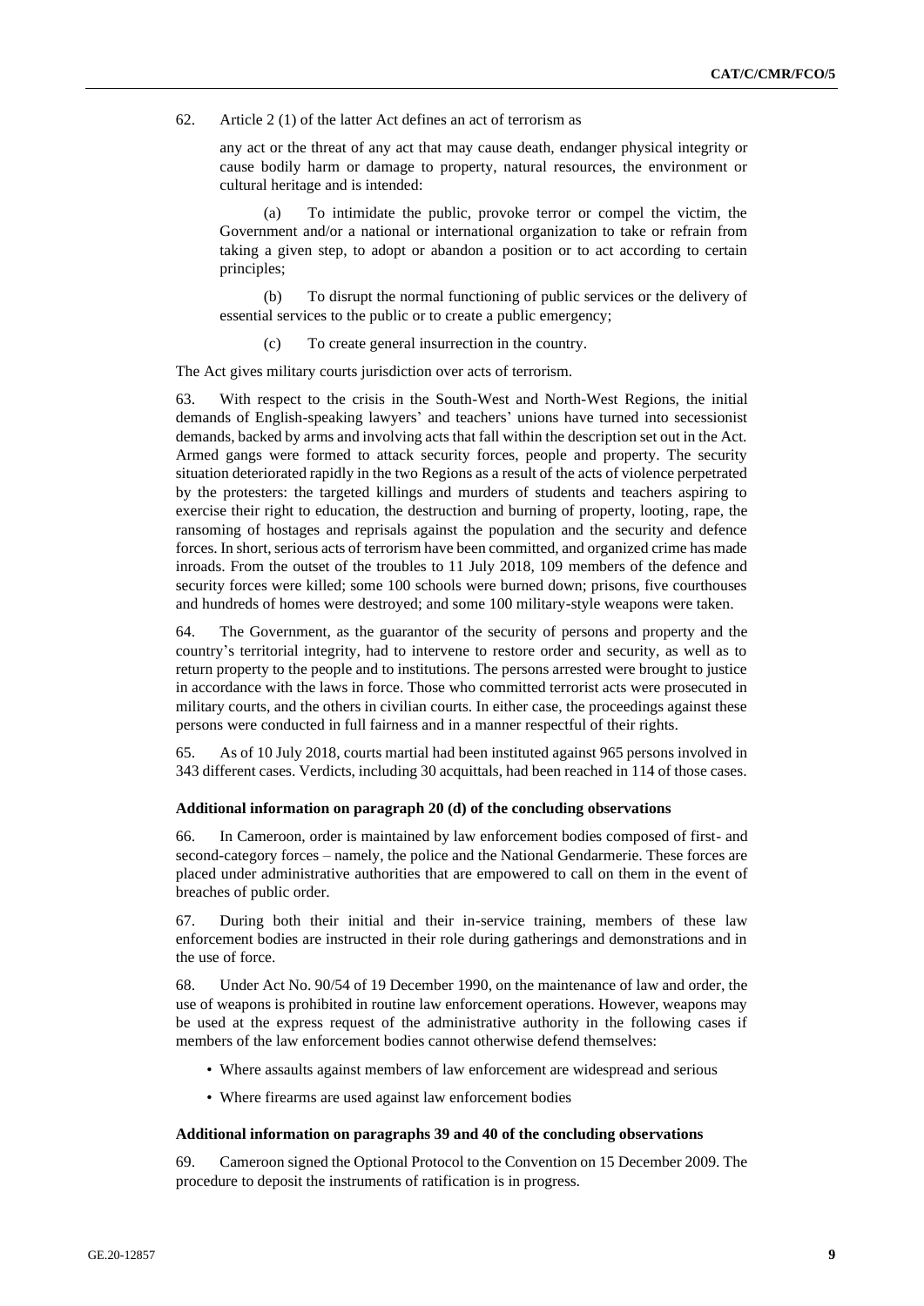62. Article 2 (1) of the latter Act defines an act of terrorism as

> any act or the threat of any act that may cause death, endanger physical integrity or cause bodily harm or damage to property, natural resources, the environment or cultural heritage and is intended:
>
> (a) To intimidate the public, provoke terror or compel the victim, the Government and/or a national or international organization to take or refrain from taking a given step, to adopt or abandon a position or to act according to certain principles;
>
> (b) To disrupt the normal functioning of public services or the delivery of essential services to the public or to create a public emergency;
>
> (c) To create general insurrection in the country.

The Act gives military courts jurisdiction over acts of terrorism.

63. With respect to the crisis in the South-West and North-West Regions, the initial demands of English-speaking lawyers' and teachers' unions have turned into secessionist demands, backed by arms and involving acts that fall within the description set out in the Act. Armed gangs were formed to attack security forces, people and property. The security situation deteriorated rapidly in the two Regions as a result of the acts of violence perpetrated by the protesters: the targeted killings and murders of students and teachers aspiring to exercise their right to education, the destruction and burning of property, looting, rape, the ransoming of hostages and reprisals against the population and the security and defence forces. In short, serious acts of terrorism have been committed, and organized crime has made inroads. From the outset of the troubles to 11 July 2018, 109 members of the defence and security forces were killed; some 100 schools were burned down; prisons, five courthouses and hundreds of homes were destroyed; and some 100 military-style weapons were taken.

64. The Government, as the guarantor of the security of persons and property and the country's territorial integrity, had to intervene to restore order and security, as well as to return property to the people and to institutions. The persons arrested were brought to justice in accordance with the laws in force. Those who committed terrorist acts were prosecuted in military courts, and the others in civilian courts. In either case, the proceedings against these persons were conducted in full fairness and in a manner respectful of their rights.

65. As of 10 July 2018, courts martial had been instituted against 965 persons involved in 343 different cases. Verdicts, including 30 acquittals, had been reached in 114 of those cases.

### Additional information on paragraph 20 (d) of the concluding observations

66. In Cameroon, order is maintained by law enforcement bodies composed of first- and second-category forces – namely, the police and the National Gendarmerie. These forces are placed under administrative authorities that are empowered to call on them in the event of breaches of public order.

67. During both their initial and their in-service training, members of these law enforcement bodies are instructed in their role during gatherings and demonstrations and in the use of force.

68. Under Act No. 90/54 of 19 December 1990, on the maintenance of law and order, the use of weapons is prohibited in routine law enforcement operations. However, weapons may be used at the express request of the administrative authority in the following cases if members of the law enforcement bodies cannot otherwise defend themselves:

- Where assaults against members of law enforcement are widespread and serious
- Where firearms are used against law enforcement bodies

### Additional information on paragraphs 39 and 40 of the concluding observations

69. Cameroon signed the Optional Protocol to the Convention on 15 December 2009. The procedure to deposit the instruments of ratification is in progress.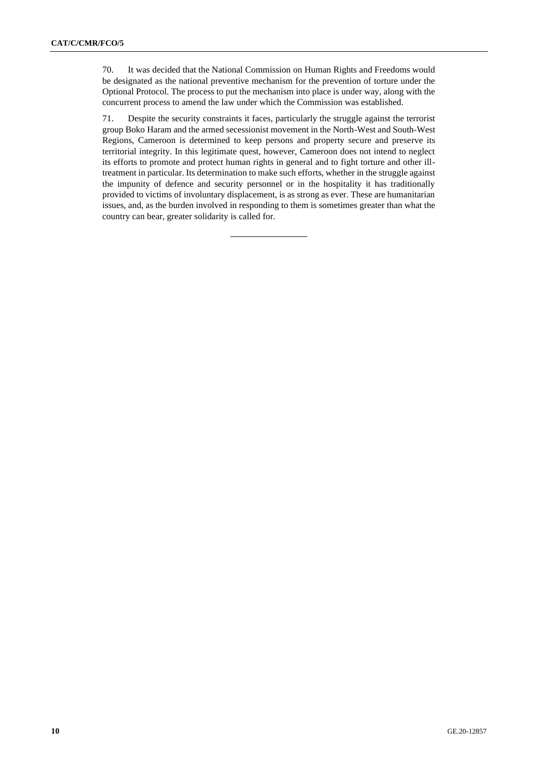70. It was decided that the National Commission on Human Rights and Freedoms would be designated as the national preventive mechanism for the prevention of torture under the Optional Protocol. The process to put the mechanism into place is under way, along with the concurrent process to amend the law under which the Commission was established.

71. Despite the security constraints it faces, particularly the struggle against the terrorist group Boko Haram and the armed secessionist movement in the North-West and South-West Regions, Cameroon is determined to keep persons and property secure and preserve its territorial integrity. In this legitimate quest, however, Cameroon does not intend to neglect its efforts to promote and protect human rights in general and to fight torture and other ill-treatment in particular. Its determination to make such efforts, whether in the struggle against the impunity of defence and security personnel or in the hospitality it has traditionally provided to victims of involuntary displacement, is as strong as ever. These are humanitarian issues, and, as the burden involved in responding to them is sometimes greater than what the country can bear, greater solidarity is called for.